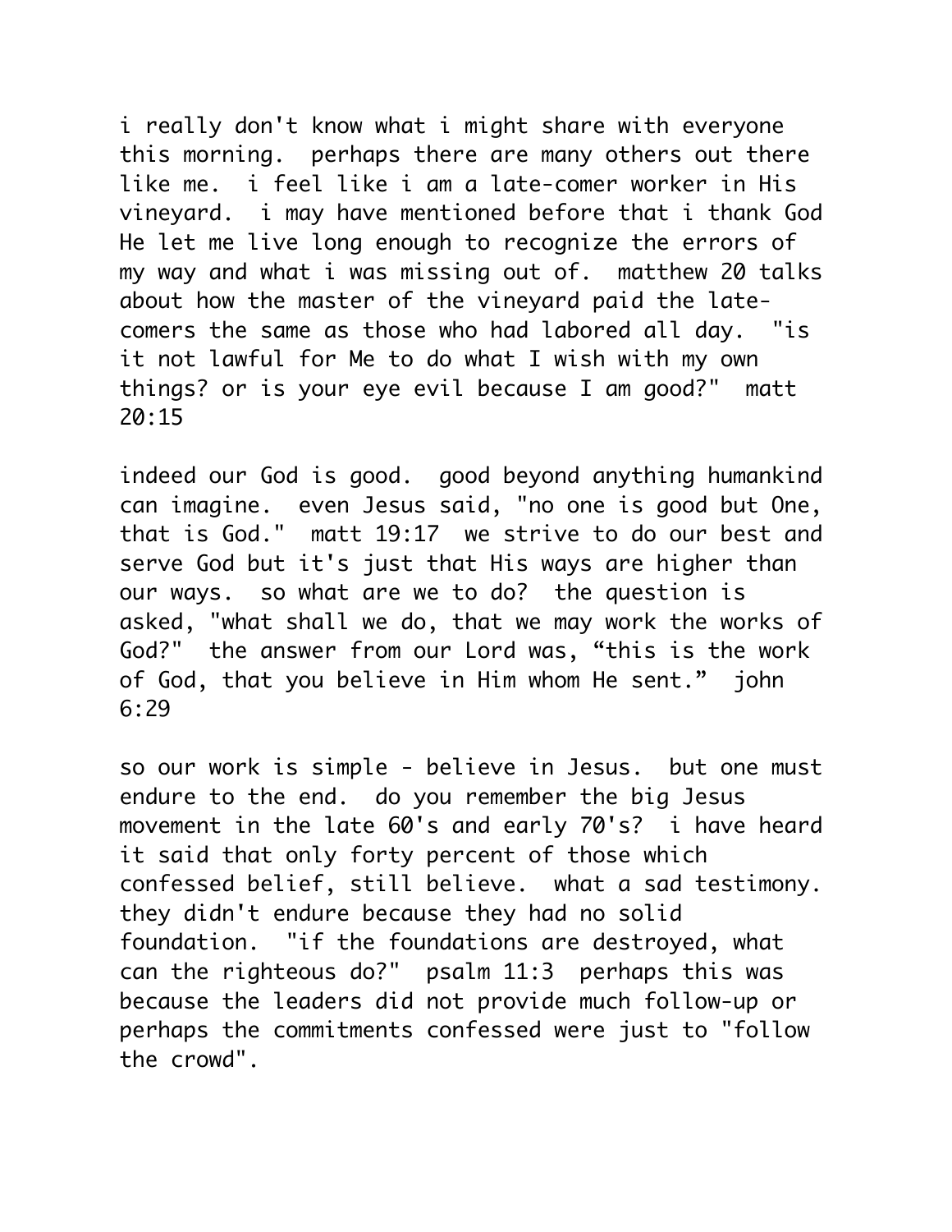i really don't know what i might share with everyone this morning. perhaps there are many others out there like me. i feel like i am a late-comer worker in His vineyard. i may have mentioned before that i thank God He let me live long enough to recognize the errors of my way and what i was missing out of. matthew 20 talks about how the master of the vineyard paid the late-comers the same as those who had labored all day. "is it not lawful for Me to do what I wish with my own things? or is your eye evil because I am good?" matt 20:15

indeed our God is good. good beyond anything humankind can imagine. even Jesus said, "no one is good but One, that is God." matt 19:17 we strive to do our best and serve God but it's just that His ways are higher than our ways. so what are we to do? the question is asked, "what shall we do, that we may work the works of God?" the answer from our Lord was, "this is the work of God, that you believe in Him whom He sent." john 6:29

so our work is simple - believe in Jesus. but one must endure to the end. do you remember the big Jesus movement in the late 60's and early 70's? i have heard it said that only forty percent of those which confessed belief, still believe. what a sad testimony. they didn't endure because they had no solid foundation. "if the foundations are destroyed, what can the righteous do?" psalm 11:3 perhaps this was because the leaders did not provide much follow-up or perhaps the commitments confessed were just to "follow the crowd".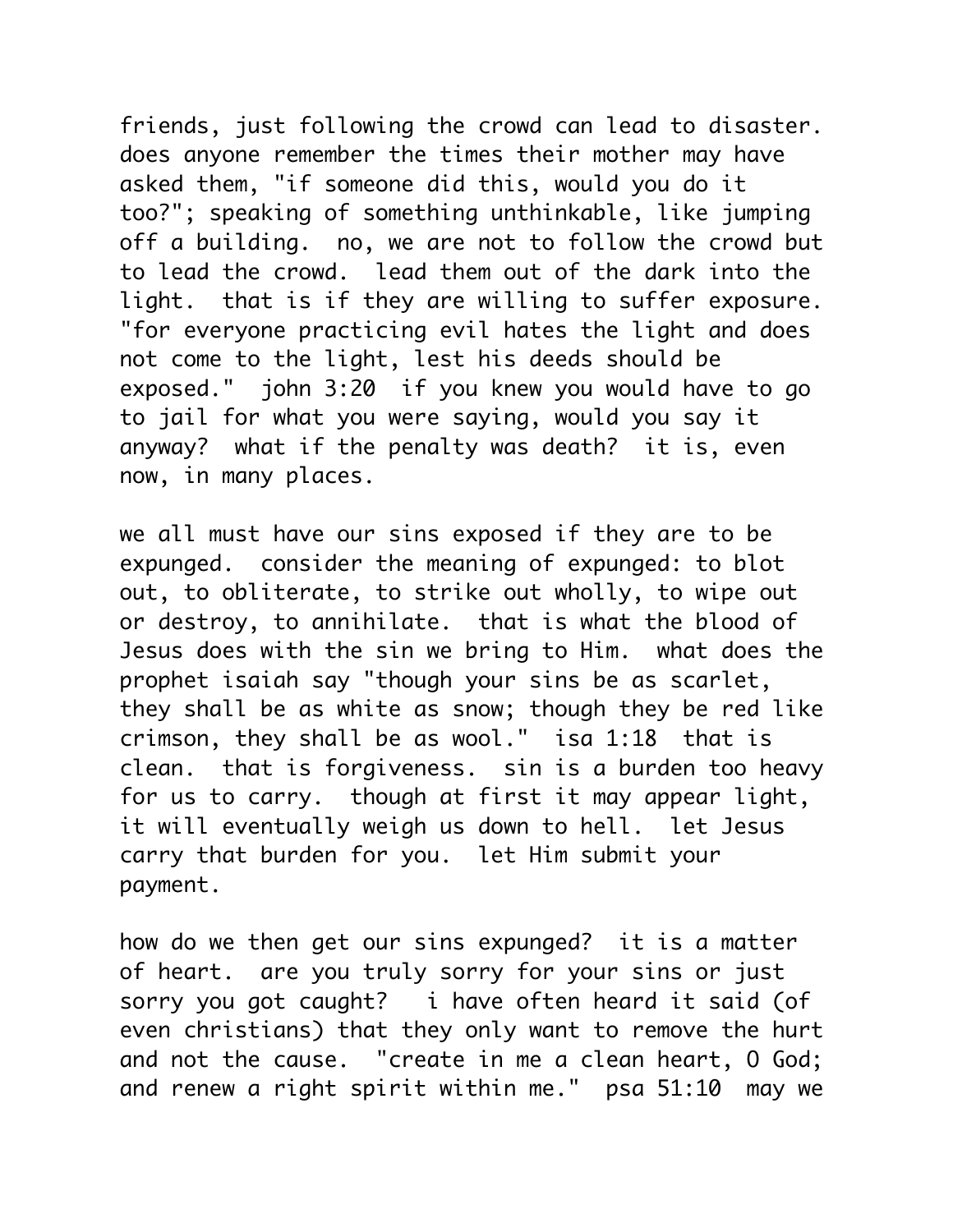friends, just following the crowd can lead to disaster. does anyone remember the times their mother may have asked them, "if someone did this, would you do it too?"; speaking of something unthinkable, like jumping off a building. no, we are not to follow the crowd but to lead the crowd. lead them out of the dark into the light. that is if they are willing to suffer exposure. "for everyone practicing evil hates the light and does not come to the light, lest his deeds should be exposed." john 3:20 if you knew you would have to go to jail for what you were saying, would you say it anyway? what if the penalty was death? it is, even now, in many places.

we all must have our sins exposed if they are to be expunged. consider the meaning of expunged: to blot out, to obliterate, to strike out wholly, to wipe out or destroy, to annihilate. that is what the blood of Jesus does with the sin we bring to Him. what does the prophet isaiah say "though your sins be as scarlet, they shall be as white as snow; though they be red like crimson, they shall be as wool." isa 1:18 that is clean. that is forgiveness. sin is a burden too heavy for us to carry. though at first it may appear light, it will eventually weigh us down to hell. let Jesus carry that burden for you. let Him submit your payment.

how do we then get our sins expunged? it is a matter of heart. are you truly sorry for your sins or just sorry you got caught? i have often heard it said (of even christians) that they only want to remove the hurt and not the cause. "create in me a clean heart, O God; and renew a right spirit within me." psa 51:10 may we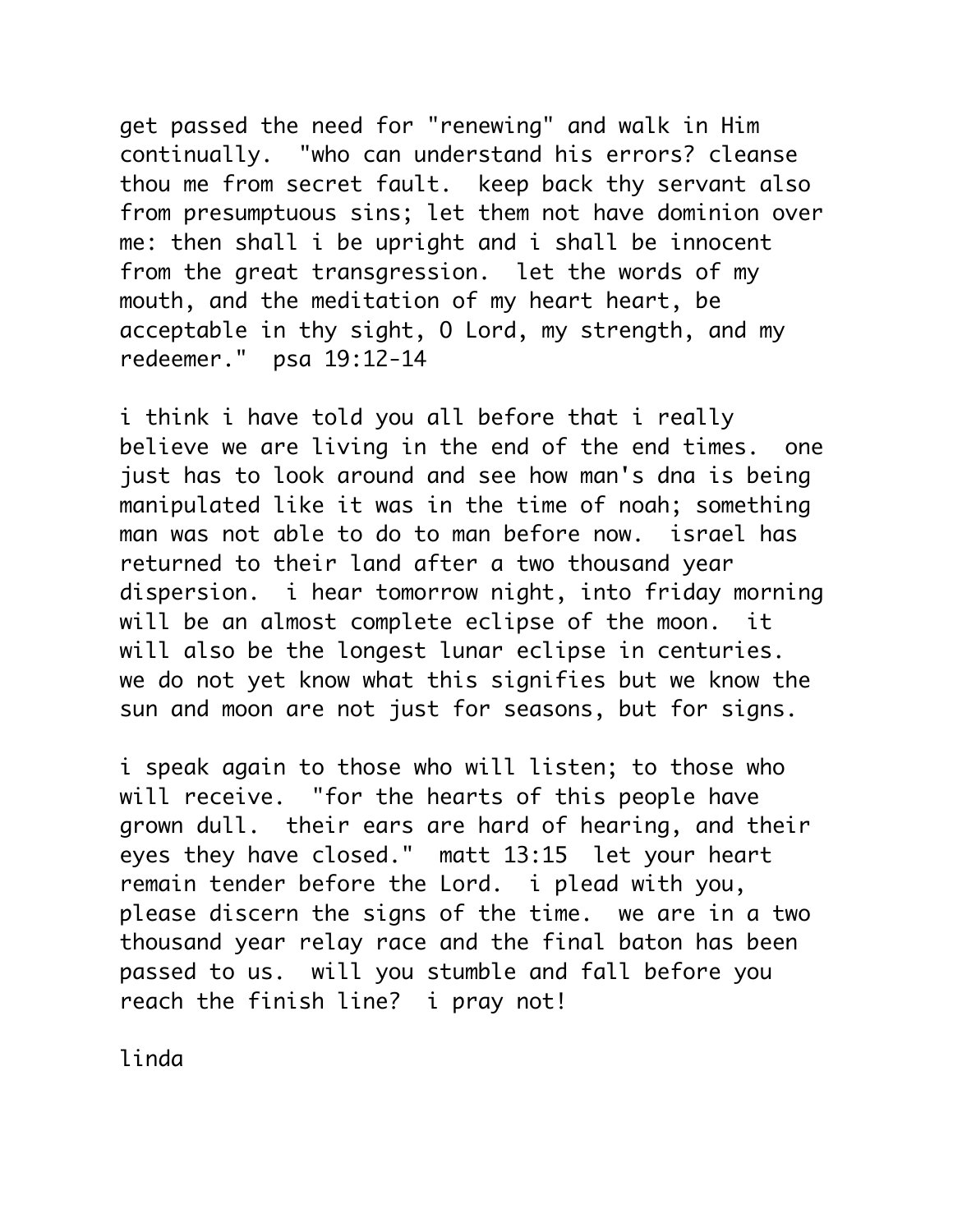get passed the need for "renewing" and walk in Him continually. "who can understand his errors? cleanse thou me from secret fault. keep back thy servant also from presumptuous sins; let them not have dominion over me: then shall i be upright and i shall be innocent from the great transgression. let the words of my mouth, and the meditation of my heart heart, be acceptable in thy sight, O Lord, my strength, and my redeemer." psa 19:12-14

i think i have told you all before that i really believe we are living in the end of the end times. one just has to look around and see how man's dna is being manipulated like it was in the time of noah; something man was not able to do to man before now. israel has returned to their land after a two thousand year dispersion. i hear tomorrow night, into friday morning will be an almost complete eclipse of the moon. it will also be the longest lunar eclipse in centuries. we do not yet know what this signifies but we know the sun and moon are not just for seasons, but for signs.

i speak again to those who will listen; to those who will receive. "for the hearts of this people have grown dull. their ears are hard of hearing, and their eyes they have closed." matt 13:15 let your heart remain tender before the Lord. i plead with you, please discern the signs of the time. we are in a two thousand year relay race and the final baton has been passed to us. will you stumble and fall before you reach the finish line? i pray not!

linda